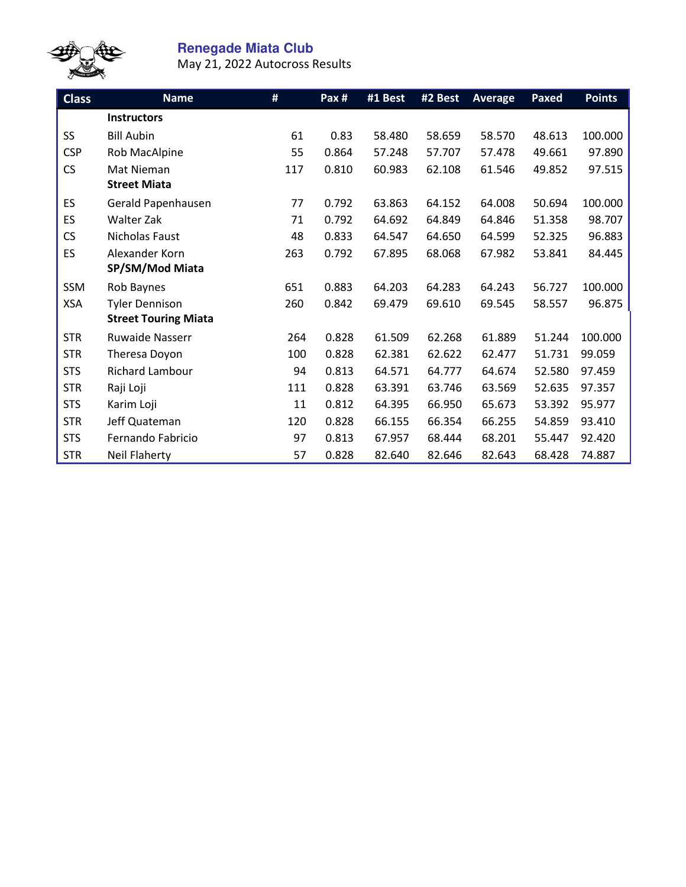# Renegade Miata Club

May 21, 2022 Autocross Results

| Class | Name | # | Pax # | #1 Best | #2 Best | Average | Paxed | Points |
|---|---|---|---|---|---|---|---|---|
| | **Instructors** | | | | | | | |
| SS | Bill Aubin | 61 | 0.83 | 58.480 | 58.659 | 58.570 | 48.613 | 100.000 |
| CSP | Rob MacAlpine | 55 | 0.864 | 57.248 | 57.707 | 57.478 | 49.661 | 97.890 |
| CS | Mat Nieman | 117 | 0.810 | 60.983 | 62.108 | 61.546 | 49.852 | 97.515 |
| | **Street Miata** | | | | | | | |
| ES | Gerald Papenhausen | 77 | 0.792 | 63.863 | 64.152 | 64.008 | 50.694 | 100.000 |
| ES | Walter Zak | 71 | 0.792 | 64.692 | 64.849 | 64.846 | 51.358 | 98.707 |
| CS | Nicholas Faust | 48 | 0.833 | 64.547 | 64.650 | 64.599 | 52.325 | 96.883 |
| ES | Alexander Korn | 263 | 0.792 | 67.895 | 68.068 | 67.982 | 53.841 | 84.445 |
| | **SP/SM/Mod Miata** | | | | | | | |
| SSM | Rob Baynes | 651 | 0.883 | 64.203 | 64.283 | 64.243 | 56.727 | 100.000 |
| XSA | Tyler Dennison | 260 | 0.842 | 69.479 | 69.610 | 69.545 | 58.557 | 96.875 |
| | **Street Touring Miata** | | | | | | | |
| STR | Ruwaide Nasserr | 264 | 0.828 | 61.509 | 62.268 | 61.889 | 51.244 | 100.000 |
| STR | Theresa Doyon | 100 | 0.828 | 62.381 | 62.622 | 62.477 | 51.731 | 99.059 |
| STS | Richard Lambour | 94 | 0.813 | 64.571 | 64.777 | 64.674 | 52.580 | 97.459 |
| STR | Raji Loji | 111 | 0.828 | 63.391 | 63.746 | 63.569 | 52.635 | 97.357 |
| STS | Karim Loji | 11 | 0.812 | 64.395 | 66.950 | 65.673 | 53.392 | 95.977 |
| STR | Jeff Quateman | 120 | 0.828 | 66.155 | 66.354 | 66.255 | 54.859 | 93.410 |
| STS | Fernando Fabricio | 97 | 0.813 | 67.957 | 68.444 | 68.201 | 55.447 | 92.420 |
| STR | Neil Flaherty | 57 | 0.828 | 82.640 | 82.646 | 82.643 | 68.428 | 74.887 |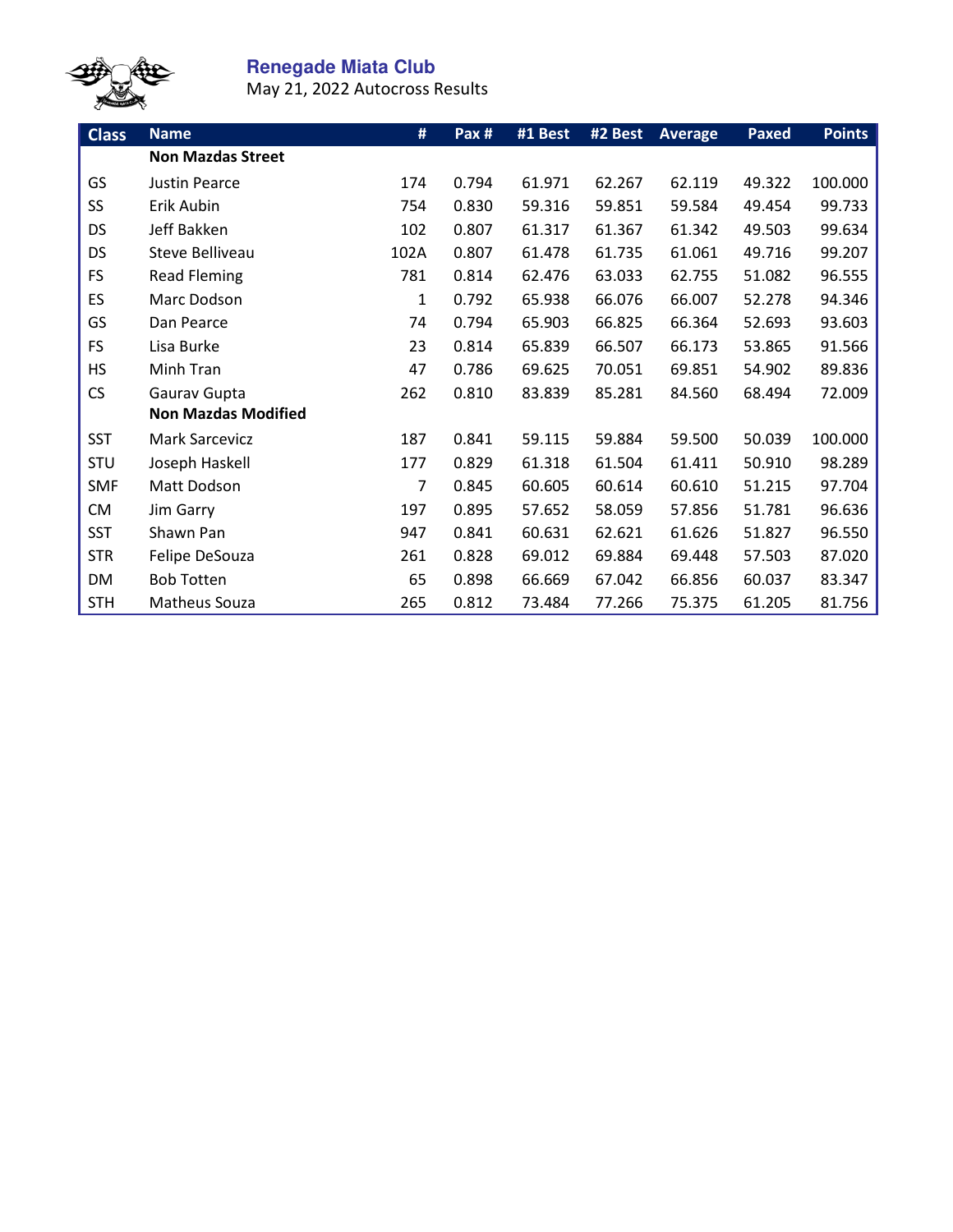## Renegade Miata Club

May 21, 2022 Autocross Results

| Class | Name | # | Pax # | #1 Best | #2 Best | Average | Paxed | Points |
|---|---|---|---|---|---|---|---|---|
| | **Non Mazdas Street** | | | | | | | |
| GS | Justin Pearce | 174 | 0.794 | 61.971 | 62.267 | 62.119 | 49.322 | 100.000 |
| SS | Erik Aubin | 754 | 0.830 | 59.316 | 59.851 | 59.584 | 49.454 | 99.733 |
| DS | Jeff Bakken | 102 | 0.807 | 61.317 | 61.367 | 61.342 | 49.503 | 99.634 |
| DS | Steve Belliveau | 102A | 0.807 | 61.478 | 61.735 | 61.061 | 49.716 | 99.207 |
| FS | Read Fleming | 781 | 0.814 | 62.476 | 63.033 | 62.755 | 51.082 | 96.555 |
| ES | Marc Dodson | 1 | 0.792 | 65.938 | 66.076 | 66.007 | 52.278 | 94.346 |
| GS | Dan Pearce | 74 | 0.794 | 65.903 | 66.825 | 66.364 | 52.693 | 93.603 |
| FS | Lisa Burke | 23 | 0.814 | 65.839 | 66.507 | 66.173 | 53.865 | 91.566 |
| HS | Minh Tran | 47 | 0.786 | 69.625 | 70.051 | 69.851 | 54.902 | 89.836 |
| CS | Gaurav Gupta | 262 | 0.810 | 83.839 | 85.281 | 84.560 | 68.494 | 72.009 |
| | **Non Mazdas Modified** | | | | | | | |
| SST | Mark Sarcevicz | 187 | 0.841 | 59.115 | 59.884 | 59.500 | 50.039 | 100.000 |
| STU | Joseph Haskell | 177 | 0.829 | 61.318 | 61.504 | 61.411 | 50.910 | 98.289 |
| SMF | Matt Dodson | 7 | 0.845 | 60.605 | 60.614 | 60.610 | 51.215 | 97.704 |
| CM | Jim Garry | 197 | 0.895 | 57.652 | 58.059 | 57.856 | 51.781 | 96.636 |
| SST | Shawn Pan | 947 | 0.841 | 60.631 | 62.621 | 61.626 | 51.827 | 96.550 |
| STR | Felipe DeSouza | 261 | 0.828 | 69.012 | 69.884 | 69.448 | 57.503 | 87.020 |
| DM | Bob Totten | 65 | 0.898 | 66.669 | 67.042 | 66.856 | 60.037 | 83.347 |
| STH | Matheus Souza | 265 | 0.812 | 73.484 | 77.266 | 75.375 | 61.205 | 81.756 |